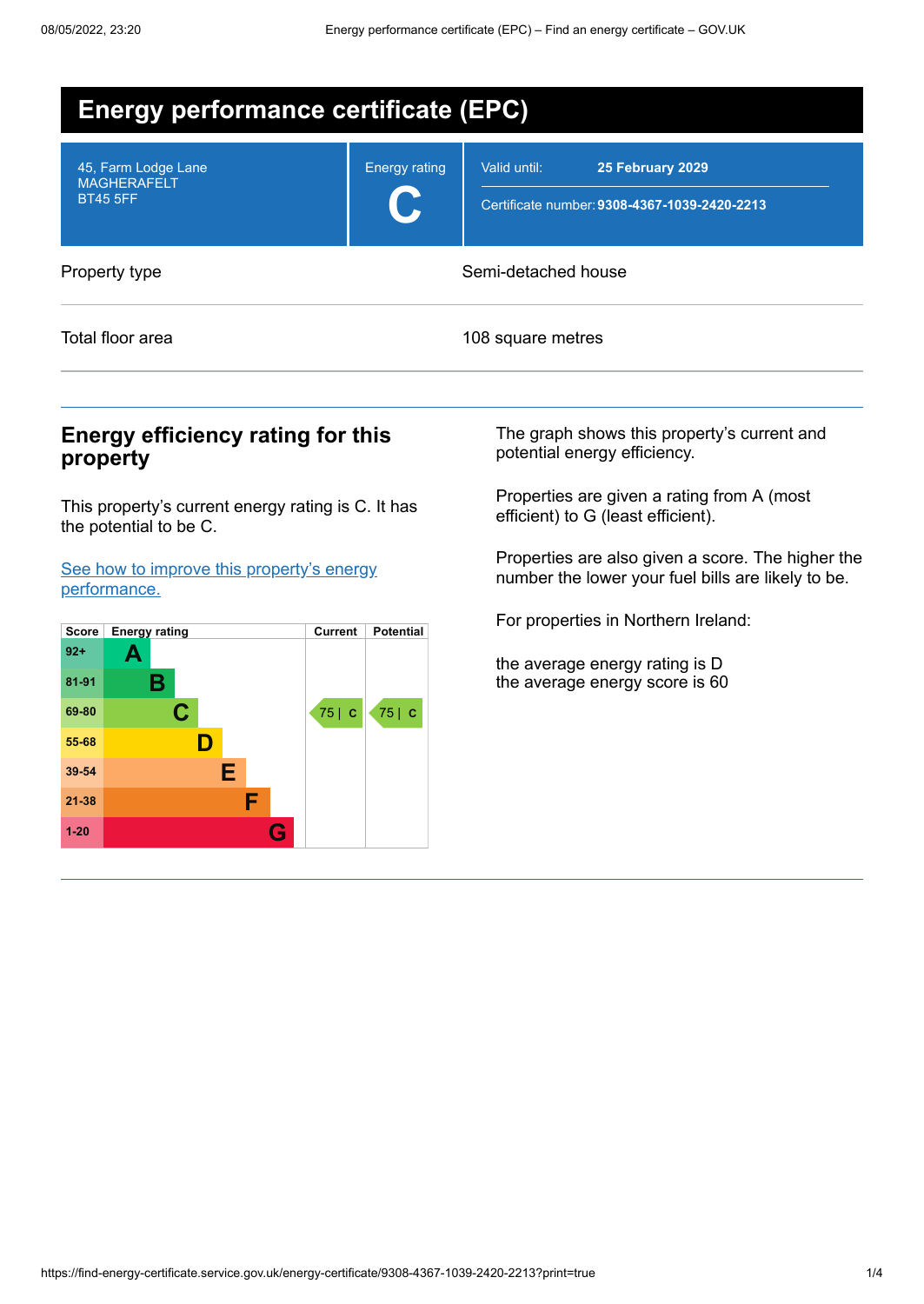# Energy performance certificate (EPC)

45, Farm Lodge Lane
MAGHERAFELT
BT45 5FF

Energy rating
**C**

Valid until: **25 February 2029**

Certificate number: **9308-4367-1039-2420-2213**

| | |
|---|---|
| Property type | Semi-detached house |
| Total floor area | 108 square metres |

## Energy efficiency rating for this property

This property's current energy rating is C. It has the potential to be C.

[See how to improve this property's energy performance.]()

| Score | Energy rating | Current | Potential |
|---|---|---|---|
| 92+ | A | | |
| 81-91 | B | | |
| 69-80 | C | 75 \| C | 75 \| C |
| 55-68 | D | | |
| 39-54 | E | | |
| 21-38 | F | | |
| 1-20 | G | | |

The graph shows this property's current and potential energy efficiency.

Properties are given a rating from A (most efficient) to G (least efficient).

Properties are also given a score. The higher the number the lower your fuel bills are likely to be.

For properties in Northern Ireland:

the average energy rating is D
the average energy score is 60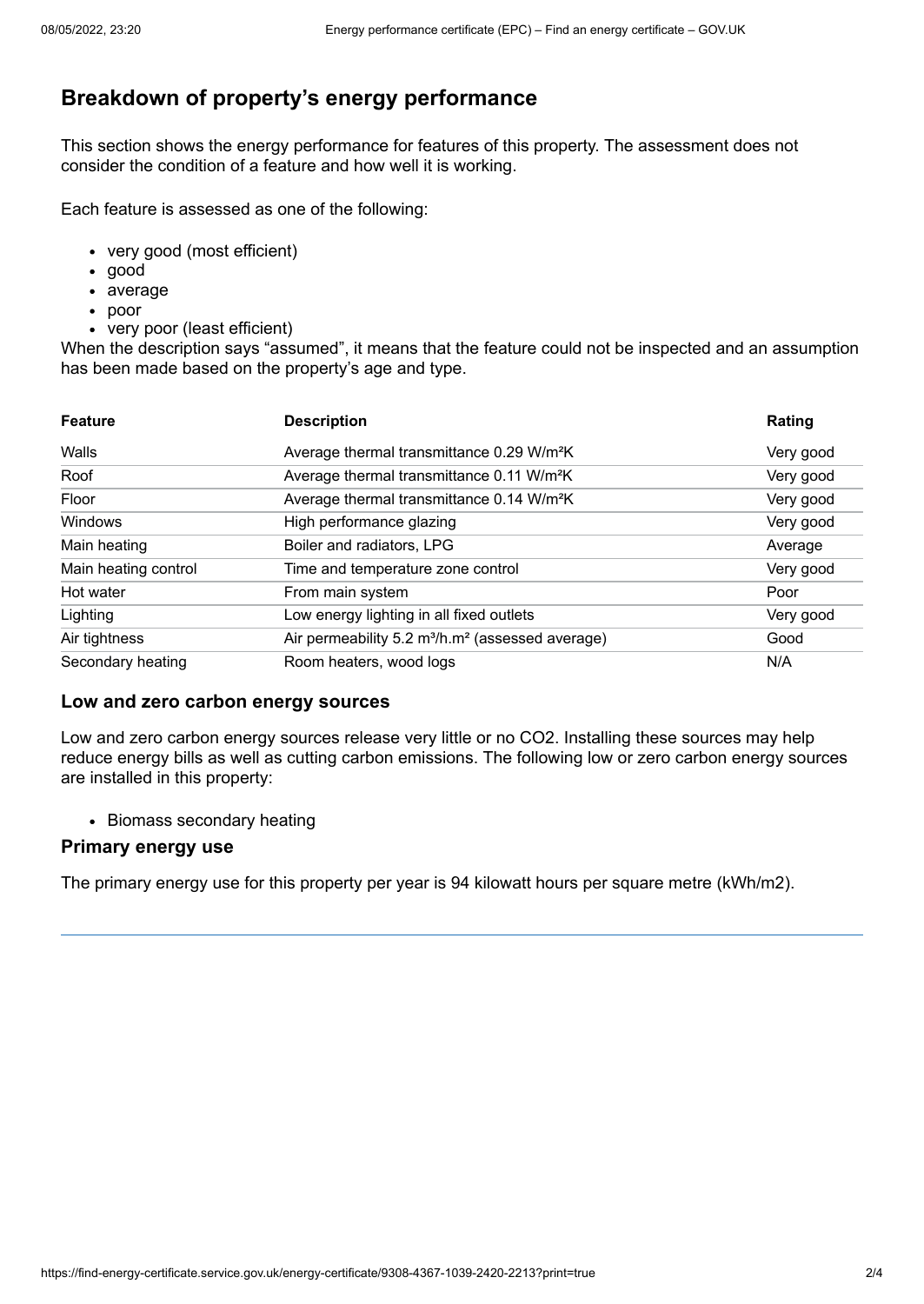## Breakdown of property's energy performance

This section shows the energy performance for features of this property. The assessment does not consider the condition of a feature and how well it is working.

Each feature is assessed as one of the following:

- very good (most efficient)
- good
- average
- poor
- very poor (least efficient)

When the description says "assumed", it means that the feature could not be inspected and an assumption has been made based on the property's age and type.

| Feature | Description | Rating |
|---|---|---|
| Walls | Average thermal transmittance 0.29 W/m²K | Very good |
| Roof | Average thermal transmittance 0.11 W/m²K | Very good |
| Floor | Average thermal transmittance 0.14 W/m²K | Very good |
| Windows | High performance glazing | Very good |
| Main heating | Boiler and radiators, LPG | Average |
| Main heating control | Time and temperature zone control | Very good |
| Hot water | From main system | Poor |
| Lighting | Low energy lighting in all fixed outlets | Very good |
| Air tightness | Air permeability 5.2 m³/h.m² (assessed average) | Good |
| Secondary heating | Room heaters, wood logs | N/A |

### Low and zero carbon energy sources

Low and zero carbon energy sources release very little or no CO2. Installing these sources may help reduce energy bills as well as cutting carbon emissions. The following low or zero carbon energy sources are installed in this property:

- Biomass secondary heating

### Primary energy use

The primary energy use for this property per year is 94 kilowatt hours per square metre (kWh/m2).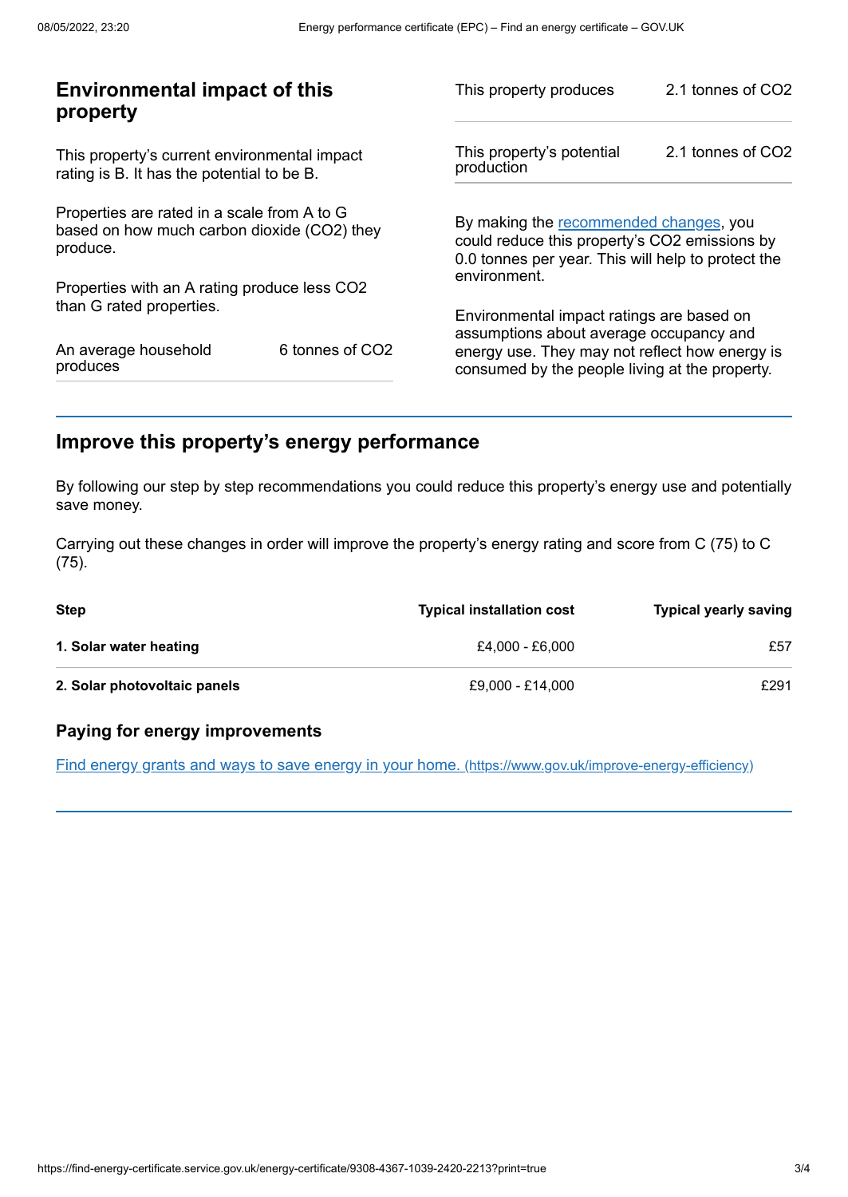## Environmental impact of this property

This property's current environmental impact rating is B. It has the potential to be B.

Properties are rated in a scale from A to G based on how much carbon dioxide ($CO_2$) they produce.

Properties with an A rating produce less $CO_2$ than G rated properties.

| | |
|---|---|
| An average household produces | 6 tonnes of $CO_2$ |

| | |
|---|---|
| This property produces | 2.1 tonnes of $CO_2$ |
| This property's potential production | 2.1 tonnes of $CO_2$ |

By making the recommended changes, you could reduce this property's $CO_2$ emissions by 0.0 tonnes per year. This will help to protect the environment.

Environmental impact ratings are based on assumptions about average occupancy and energy use. They may not reflect how energy is consumed by the people living at the property.

## Improve this property's energy performance

By following our step by step recommendations you could reduce this property's energy use and potentially save money.

Carrying out these changes in order will improve the property's energy rating and score from C (75) to C (75).

| Step | Typical installation cost | Typical yearly saving |
|---|---|---|
| **1. Solar water heating** | £4,000 - £6,000 | £57 |
| **2. Solar photovoltaic panels** | £9,000 - £14,000 | £291 |

### Paying for energy improvements

Find energy grants and ways to save energy in your home. (https://www.gov.uk/improve-energy-efficiency)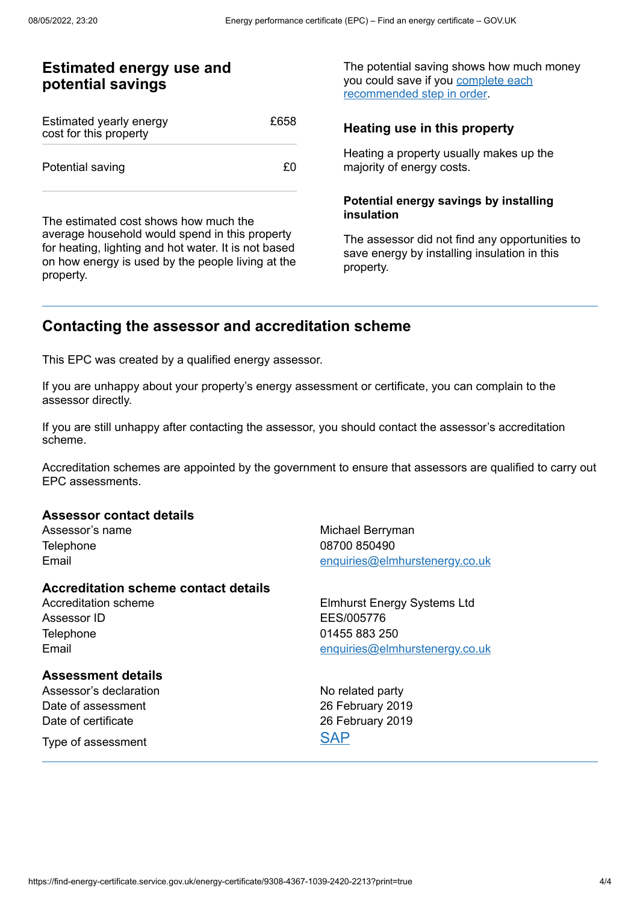## Estimated energy use and potential savings

| | |
|---|---|
| Estimated yearly energy cost for this property | £658 |
| Potential saving | £0 |

The estimated cost shows how much the average household would spend in this property for heating, lighting and hot water. It is not based on how energy is used by the people living at the property.

The potential saving shows how much money you could save if you complete each recommended step in order.

### Heating use in this property

Heating a property usually makes up the majority of energy costs.

#### Potential energy savings by installing insulation

The assessor did not find any opportunities to save energy by installing insulation in this property.

## Contacting the assessor and accreditation scheme

This EPC was created by a qualified energy assessor.

If you are unhappy about your property's energy assessment or certificate, you can complain to the assessor directly.

If you are still unhappy after contacting the assessor, you should contact the assessor's accreditation scheme.

Accreditation schemes are appointed by the government to ensure that assessors are qualified to carry out EPC assessments.

### Assessor contact details

| | |
|---|---|
| Assessor's name | Michael Berryman |
| Telephone | 08700 850490 |
| Email | enquiries@elmhurstenergy.co.uk |

### Accreditation scheme contact details

| | |
|---|---|
| Accreditation scheme | Elmhurst Energy Systems Ltd |
| Assessor ID | EES/005776 |
| Telephone | 01455 883 250 |
| Email | enquiries@elmhurstenergy.co.uk |

### Assessment details

| | |
|---|---|
| Assessor's declaration | No related party |
| Date of assessment | 26 February 2019 |
| Date of certificate | 26 February 2019 |
| Type of assessment | SAP |